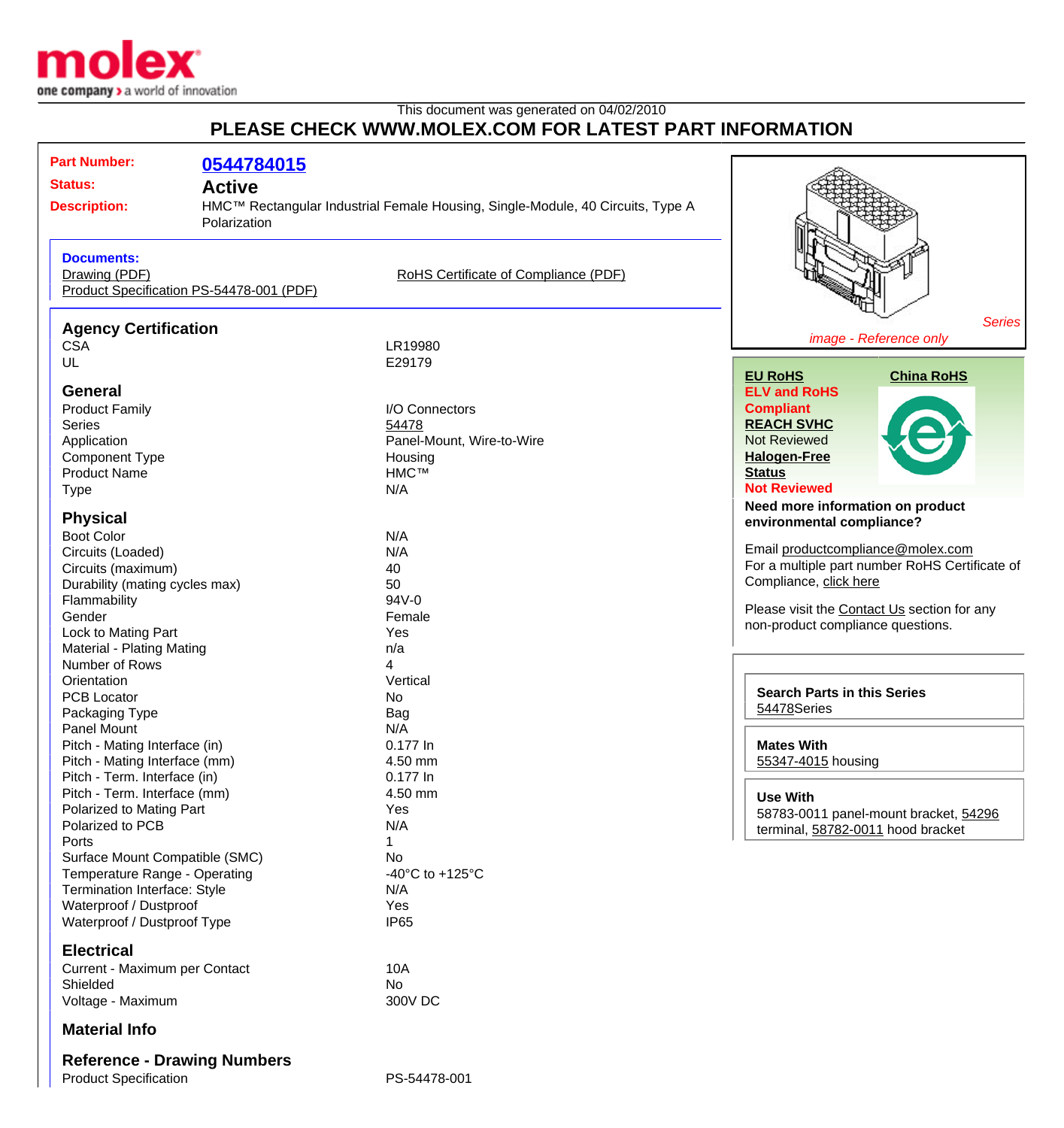This document was generated on 04/02/2010

**PLEASE CHECK WWW.MOLEX.COM FOR LATEST PART INFORMATION**

| | |
|---|---|
| **Part Number:** | **0544784015** |
| **Status:** | **Active** |
| **Description:** | HMC™ Rectangular Industrial Female Housing, Single-Module, 40 Circuits, Type A Polarization |

**Documents:**

Drawing (PDF)
Product Specification PS-54478-001 (PDF)
RoHS Certificate of Compliance (PDF)

## Agency Certification

| | |
|---|---|
| CSA | LR19980 |
| UL | E29179 |

## General

| | |
|---|---|
| Product Family | I/O Connectors |
| Series | 54478 |
| Application | Panel-Mount, Wire-to-Wire |
| Component Type | Housing |
| Product Name | HMC™ |
| Type | N/A |

## Physical

| | |
|---|---|
| Boot Color | N/A |
| Circuits (Loaded) | N/A |
| Circuits (maximum) | 40 |
| Durability (mating cycles max) | 50 |
| Flammability | 94V-0 |
| Gender | Female |
| Lock to Mating Part | Yes |
| Material - Plating Mating | n/a |
| Number of Rows | 4 |
| Orientation | Vertical |
| PCB Locator | No |
| Packaging Type | Bag |
| Panel Mount | N/A |
| Pitch - Mating Interface (in) | 0.177 In |
| Pitch - Mating Interface (mm) | 4.50 mm |
| Pitch - Term. Interface (in) | 0.177 In |
| Pitch - Term. Interface (mm) | 4.50 mm |
| Polarized to Mating Part | Yes |
| Polarized to PCB | N/A |
| Ports | 1 |
| Surface Mount Compatible (SMC) | No |
| Temperature Range - Operating | -40°C to +125°C |
| Termination Interface: Style | N/A |
| Waterproof / Dustproof | Yes |
| Waterproof / Dustproof Type | IP65 |

## Electrical

| | |
|---|---|
| Current - Maximum per Contact | 10A |
| Shielded | No |
| Voltage - Maximum | 300V DC |

## Material Info

## Reference - Drawing Numbers

| | |
|---|---|
| Product Specification | PS-54478-001 |

Series

*image - Reference only*

**EU RoHS**
**ELV and RoHS Compliant**
**REACH SVHC**
Not Reviewed
**Halogen-Free Status**
**Not Reviewed**

**China RoHS**

**Need more information on product environmental compliance?**

Email productcompliance@molex.com

For a multiple part number RoHS Certificate of Compliance, click here

Please visit the Contact Us section for any non-product compliance questions.

**Search Parts in this Series**
54478Series

**Mates With**
55347-4015 housing

**Use With**
58783-0011 panel-mount bracket, 54296 terminal, 58782-0011 hood bracket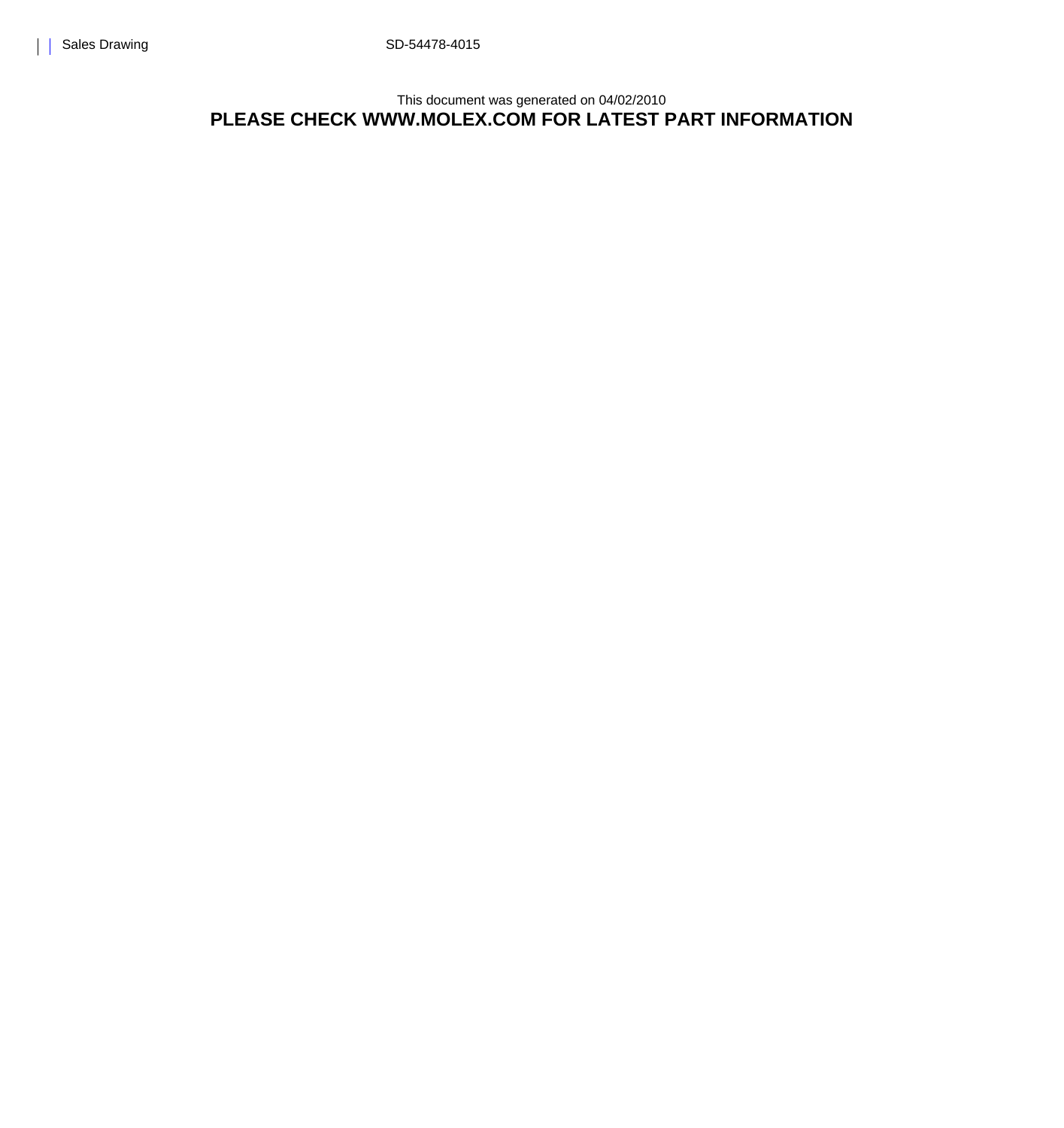This document was generated on 04/02/2010

**PLEASE CHECK WWW.MOLEX.COM FOR LATEST PART INFORMATION**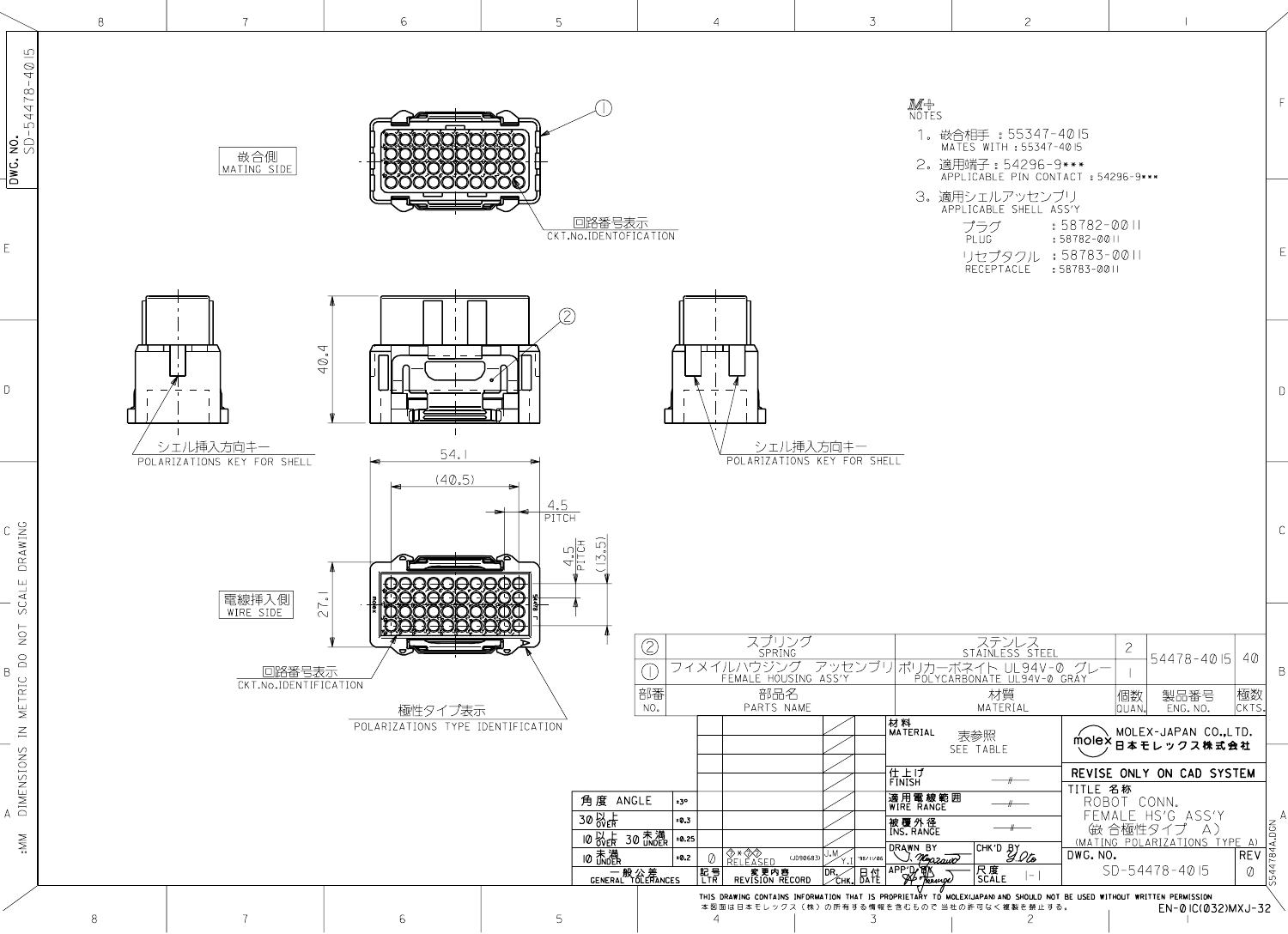DWG. NO. SD-54478-4015

嵌合側
MATING SIDE

回路番号表示
CKT.No.IDENTOFICATION

シェル挿入方向キー
POLARIZATIONS KEY FOR SHELL

40.4

54.1

(40.5)

4.5
PITCH

4.5
PITCH

(13.5)

27.1

電線挿入側
WIRE SIDE

回路番号表示
CKT.No.IDENTIFICATION

極性タイプ表示
POLARIZATIONS TYPE IDENTIFICATION

NOTES

1. 嵌合相手 : 55347-4015
   MATES WITH : 55347-4015
2. 適用端子 : 54296-9***
   APPLICABLE PIN CONTACT : 54296-9***
3. 適用シェルアッセンブリ
   APPLICABLE SHELL ASS'Y
   - プラグ PLUG : 58782-0011
   - リセプタクル RECEPTACLE : 58783-0011

| 部番 NO. | 部品名 PARTS NAME | 材質 MATERIAL | 個数 QUAN. | 製品番号 ENG. NO. | 極数 CKTS. |
|---|---|---|---|---|---|
| 2 | スプリング SPRING | ステンレス STAINLESS STEEL | 2 | 54478-4015 | 40 |
| 1 | フィメイルハウジング アッセンブリ FEMALE HOUSING ASS'Y | ポリカーボネイト UL94V-0 グレー POLYCARBONATE UL94V-0 GRAY | 1 | | |

| 一般公差 GENERAL TOLERANCES | |
|---|---|
| 角度 ANGLE | ±3° |
| 30 以上 OVER | ±0.3 |
| 10 以上 OVER 30 未満 UNDER | ±0.25 |
| 10 未満 UNDER | ±0.2 |

| 記号 LTR | 変更内容 REVISION RECORD | DR. | CHK. | 日付 DATE |
|---|---|---|---|---|
| 0 | RELEASED (J090683) | J.M | Y.I | '98/11/06 |

材料 MATERIAL: 表参照 SEE TABLE
仕上げ FINISH: —
適用電線範囲 WIRE RANGE: —
被覆外径 INS. RANGE: —
DRAWN BY: J. Nozawa
CHK'D BY: Y. Ota
APP'D BY: H. Hasuge
尺度 SCALE: 1-1

MOLEX-JAPAN CO.,LTD. 日本モレックス株式会社

REVISE ONLY ON CAD SYSTEM

TITLE 名称
ROBOT CONN.
FEMALE HS'G ASS'Y
(嵌合極性タイプ A)
(MATING POLARIZATIONS TYPE A)

DWG. NO. SD-54478-4015 REV 0

:MM DIMENSIONS IN METRIC DO NOT SCALE DRAWING

THIS DRAWING CONTAINS INFORMATION THAT IS PROPRIETARY TO MOLEX(JAPAN) AND SHOULD NOT BE USED WITHOUT WRITTEN PERMISSION
本図面は日本モレックス（株）の所有する情報を含むもので当社の許可なく複製を禁止する。

EN-01C(032)MXJ-32